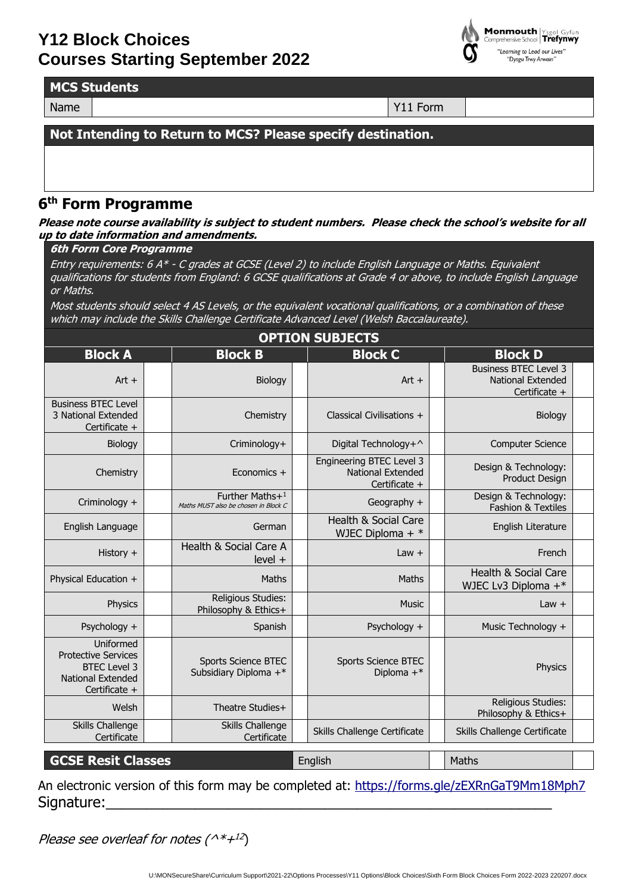# Y12 Block Choices
# Courses Starting September 2022

Monmouth Comprehensive School | Ysgol Gyfun Trefynwy
"Learning to Lead our Lives"
"Dysgu Trwy Arwain"

| MCS Students | | | |
|---|---|---|---|
| Name | | Y11 Form | |

| Not Intending to Return to MCS? Please specify destination. |
|---|
| |

## 6th Form Programme

***Please note course availability is subject to student numbers. Please check the school's website for all up to date information and amendments.***

**6th Form Core Programme**

*Entry requirements: 6 A* - C grades at GCSE (Level 2) to include English Language or Maths. Equivalent qualifications for students from England: 6 GCSE qualifications at Grade 4 or above, to include English Language or Maths.*

*Most students should select 4 AS Levels, or the equivalent vocational qualifications, or a combination of these which may include the Skills Challenge Certificate Advanced Level (Welsh Baccalaureate).*

**OPTION SUBJECTS**

| Block A | | Block B | | Block C | | Block D | |
|---|---|---|---|---|---|---|---|
| Art + | | Biology | | Art + | | Business BTEC Level 3 National Extended Certificate + | |
| Business BTEC Level 3 National Extended Certificate + | | Chemistry | | Classical Civilisations + | | Biology | |
| Biology | | Criminology+ | | Digital Technology+^ | | Computer Science | |
| Chemistry | | Economics + | | Engineering BTEC Level 3 National Extended Certificate + | | Design & Technology: Product Design | |
| Criminology + | | Further Maths+[1] *Maths MUST also be chosen in Block C* | | Geography + | | Design & Technology: Fashion & Textiles | |
| English Language | | German | | Health & Social Care WJEC Diploma + * | | English Literature | |
| History + | | Health & Social Care A level + | | Law + | | French | |
| Physical Education + | | Maths | | Maths | | Health & Social Care WJEC Lv3 Diploma +* | |
| Physics | | Religious Studies: Philosophy & Ethics+ | | Music | | Law + | |
| Psychology + | | Spanish | | Psychology + | | Music Technology + | |
| Uniformed Protective Services BTEC Level 3 National Extended Certificate + | | Sports Science BTEC Subsidiary Diploma +* | | Sports Science BTEC Diploma +* | | Physics | |
| Welsh | | Theatre Studies+ | | | | Religious Studies: Philosophy & Ethics+ | |
| Skills Challenge Certificate | | Skills Challenge Certificate | | Skills Challenge Certificate | | Skills Challenge Certificate | |

| GCSE Resit Classes | English | | Maths | |
|---|---|---|---|---|

An electronic version of this form may be completed at: https://forms.gle/zEXRnGaT9Mm18Mph7

Signature:\_\_\_\_\_\_\_\_\_\_\_\_\_\_\_\_\_\_\_\_\_\_\_\_\_\_\_\_\_\_\_\_\_\_\_\_\_\_\_\_\_\_\_\_\_\_\_\_\_\_

*Please see overleaf for notes (^*+[12])*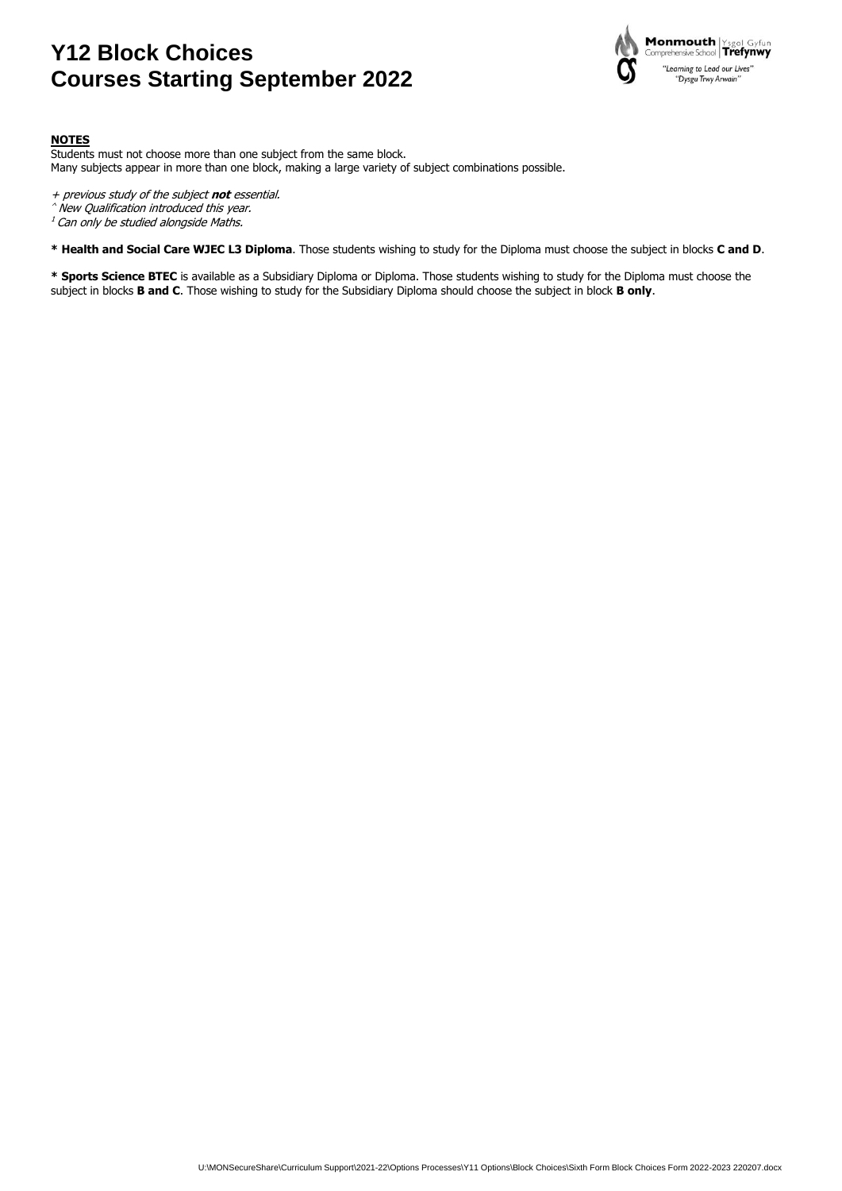# Y12 Block Choices
# Courses Starting September 2022

Monmouth Comprehensive School | Ysgol Gyfun Trefynwy
"Learning to Lead our Lives"
"Dysgu Trwy Arwain"

**NOTES**

Students must not choose more than one subject from the same block.
Many subjects appear in more than one block, making a large variety of subject combinations possible.

*+ previous study of the subject **not** essential.*
*^ New Qualification introduced this year.*
*[1] Can only be studied alongside Maths.*

* **Health and Social Care WJEC L3 Diploma**. Those students wishing to study for the Diploma must choose the subject in blocks **C and D**.

* **Sports Science BTEC** is available as a Subsidiary Diploma or Diploma. Those students wishing to study for the Diploma must choose the subject in blocks **B and C**. Those wishing to study for the Subsidiary Diploma should choose the subject in block **B only**.

U:\MONSecureShare\Curriculum Support\2021-22\Options Processes\Y11 Options\Block Choices\Sixth Form Block Choices Form 2022-2023 220207.docx